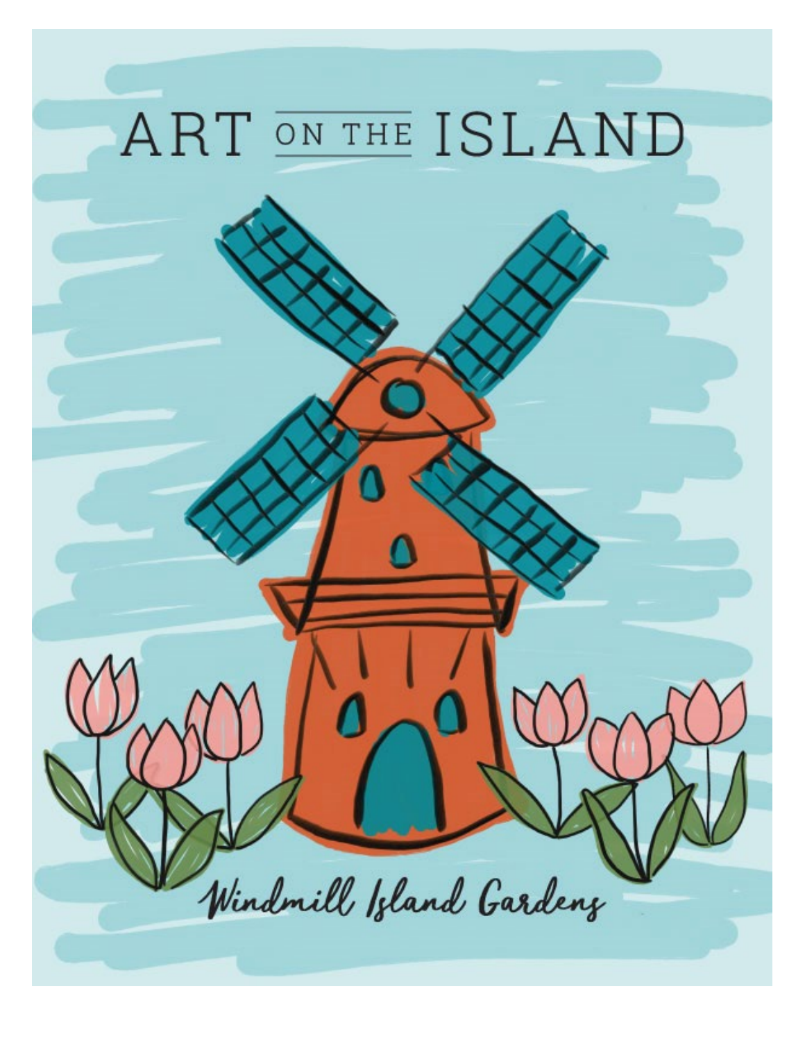# ART ON THE ISLAND

*Windmill Island Gardens*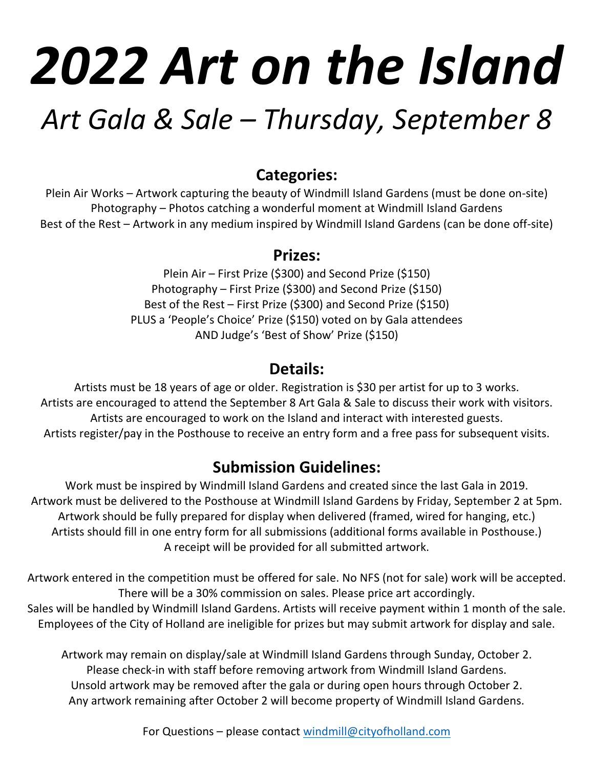# *2022 Art on the Island*

## *Art Gala & Sale – Thursday, September 8*

### Categories:

Plein Air Works – Artwork capturing the beauty of Windmill Island Gardens (must be done on-site)
Photography – Photos catching a wonderful moment at Windmill Island Gardens
Best of the Rest – Artwork in any medium inspired by Windmill Island Gardens (can be done off-site)

### Prizes:

Plein Air – First Prize ($300) and Second Prize ($150)
Photography – First Prize ($300) and Second Prize ($150)
Best of the Rest – First Prize ($300) and Second Prize ($150)
PLUS a 'People's Choice' Prize ($150) voted on by Gala attendees
AND Judge's 'Best of Show' Prize ($150)

### Details:

Artists must be 18 years of age or older. Registration is $30 per artist for up to 3 works.
Artists are encouraged to attend the September 8 Art Gala & Sale to discuss their work with visitors.
Artists are encouraged to work on the Island and interact with interested guests.
Artists register/pay in the Posthouse to receive an entry form and a free pass for subsequent visits.

### Submission Guidelines:

Work must be inspired by Windmill Island Gardens and created since the last Gala in 2019.
Artwork must be delivered to the Posthouse at Windmill Island Gardens by Friday, September 2 at 5pm.
Artwork should be fully prepared for display when delivered (framed, wired for hanging, etc.)
Artists should fill in one entry form for all submissions (additional forms available in Posthouse.)
A receipt will be provided for all submitted artwork.

Artwork entered in the competition must be offered for sale. No NFS (not for sale) work will be accepted.
There will be a 30% commission on sales. Please price art accordingly.
Sales will be handled by Windmill Island Gardens. Artists will receive payment within 1 month of the sale.
Employees of the City of Holland are ineligible for prizes but may submit artwork for display and sale.

Artwork may remain on display/sale at Windmill Island Gardens through Sunday, October 2.
Please check-in with staff before removing artwork from Windmill Island Gardens.
Unsold artwork may be removed after the gala or during open hours through October 2.
Any artwork remaining after October 2 will become property of Windmill Island Gardens.

For Questions – please contact windmill@cityofholland.com